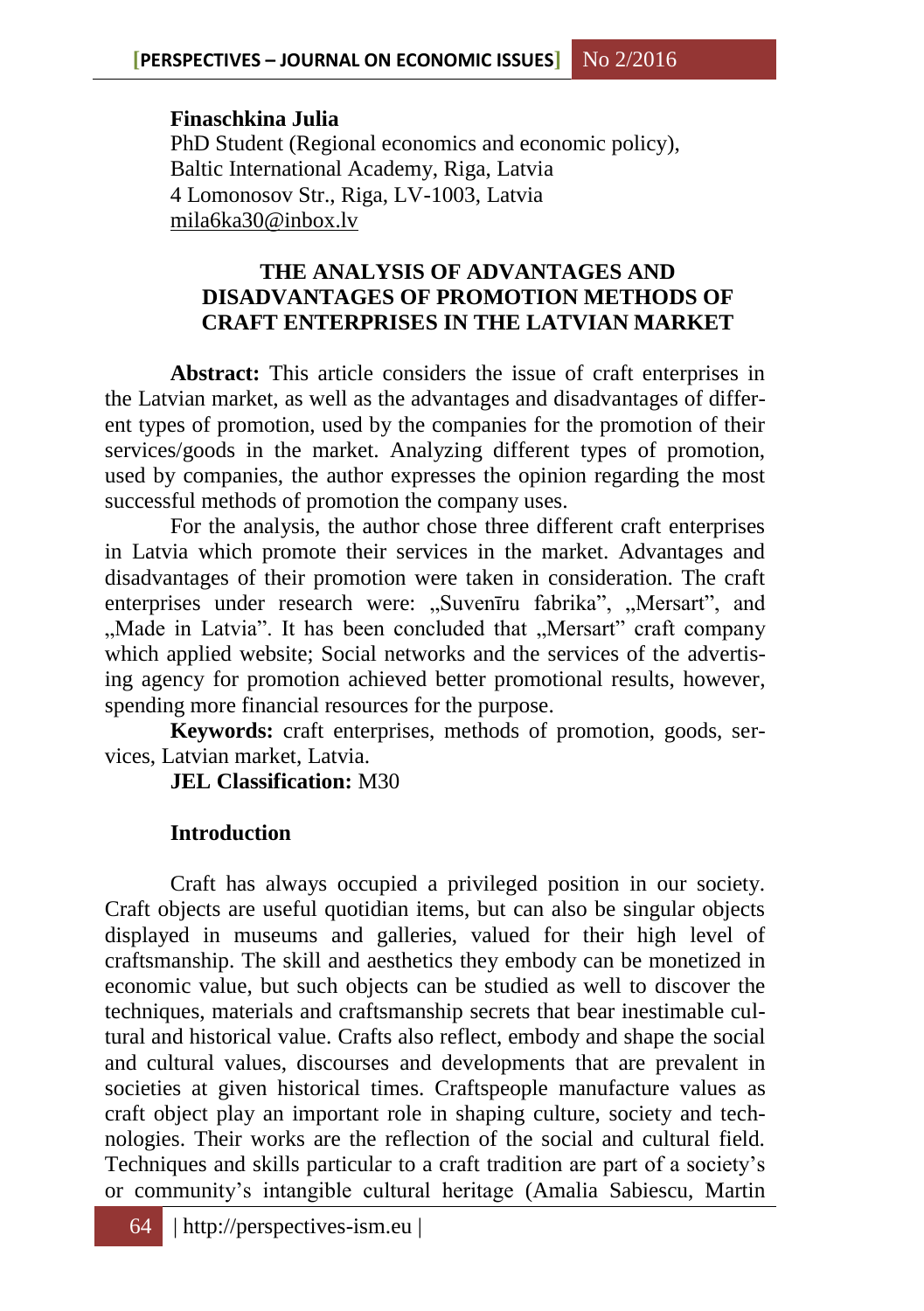**Finaschkina Julia**
PhD Student (Regional economics and economic policy),
Baltic International Academy, Riga, Latvia
4 Lomonosov Str., Riga, LV-1003, Latvia
mila6ka30@inbox.lv

# THE ANALYSIS OF ADVANTAGES AND DISADVANTAGES OF PROMOTION METHODS OF CRAFT ENTERPRISES IN THE LATVIAN MARKET

**Abstract:** This article considers the issue of craft enterprises in the Latvian market, as well as the advantages and disadvantages of different types of promotion, used by the companies for the promotion of their services/goods in the market. Analyzing different types of promotion, used by companies, the author expresses the opinion regarding the most successful methods of promotion the company uses.

For the analysis, the author chose three different craft enterprises in Latvia which promote their services in the market. Advantages and disadvantages of their promotion were taken in consideration. The craft enterprises under research were: „Suvenīru fabrika", „Mersart", and „Made in Latvia". It has been concluded that „Mersart" craft company which applied website; Social networks and the services of the advertising agency for promotion achieved better promotional results, however, spending more financial resources for the purpose.

**Keywords:** craft enterprises, methods of promotion, goods, services, Latvian market, Latvia.

**JEL Classification:** M30

## Introduction

Craft has always occupied a privileged position in our society. Craft objects are useful quotidian items, but can also be singular objects displayed in museums and galleries, valued for their high level of craftsmanship. The skill and aesthetics they embody can be monetized in economic value, but such objects can be studied as well to discover the techniques, materials and craftsmanship secrets that bear inestimable cultural and historical value. Crafts also reflect, embody and shape the social and cultural values, discourses and developments that are prevalent in societies at given historical times. Craftspeople manufacture values as craft object play an important role in shaping culture, society and technologies. Their works are the reflection of the social and cultural field. Techniques and skills particular to a craft tradition are part of a society's or community's intangible cultural heritage (Amalia Sabiescu, Martin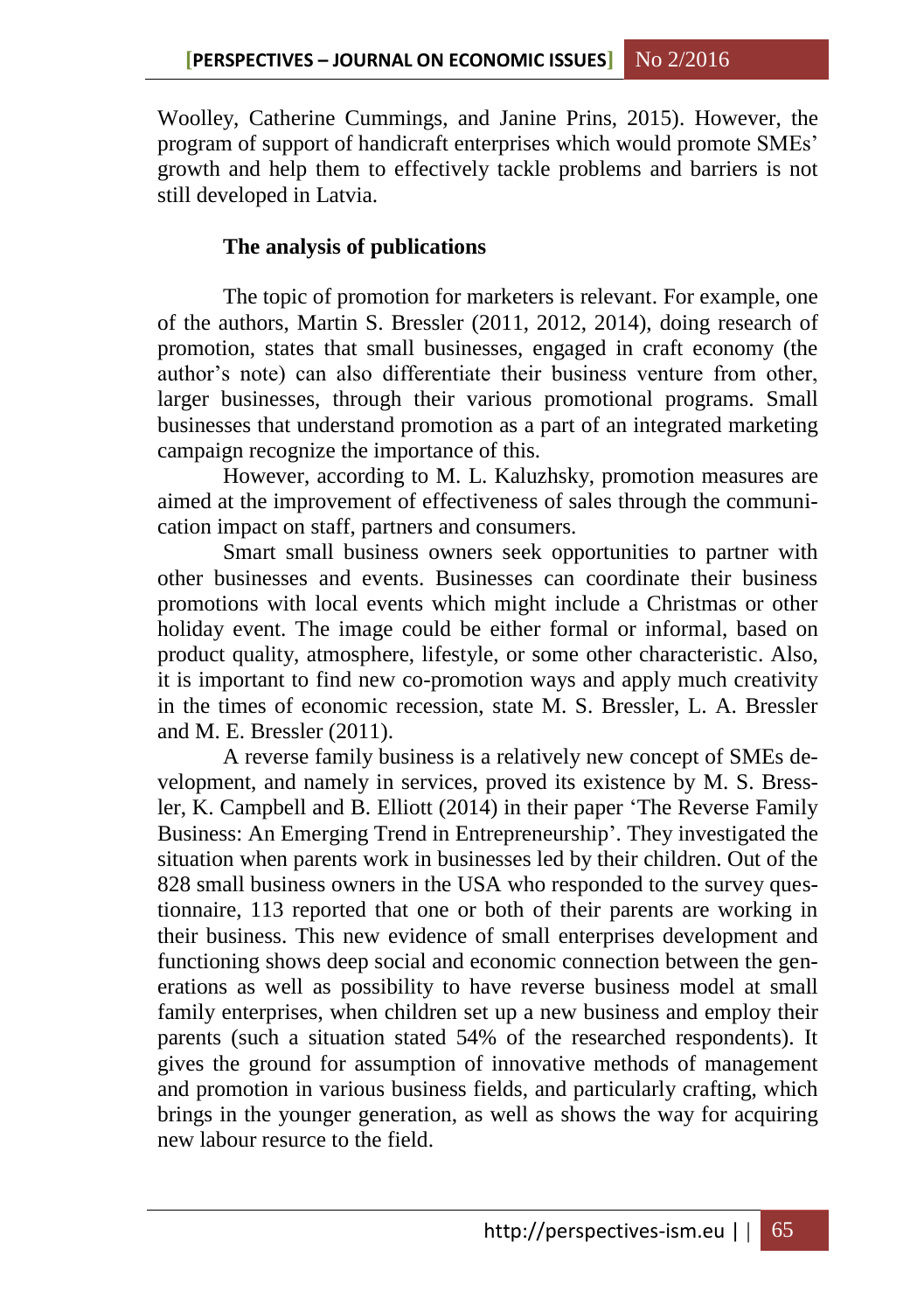Woolley, Catherine Cummings, and Janine Prins, 2015). However, the program of support of handicraft enterprises which would promote SMEs' growth and help them to effectively tackle problems and barriers is not still developed in Latvia.

## The analysis of publications

The topic of promotion for marketers is relevant. For example, one of the authors, Martin S. Bressler (2011, 2012, 2014), doing research of promotion, states that small businesses, engaged in craft economy (the author's note) can also differentiate their business venture from other, larger businesses, through their various promotional programs. Small businesses that understand promotion as a part of an integrated marketing campaign recognize the importance of this.

However, according to M. L. Kaluzhsky, promotion measures are aimed at the improvement of effectiveness of sales through the communication impact on staff, partners and consumers.

Smart small business owners seek opportunities to partner with other businesses and events. Businesses can coordinate their business promotions with local events which might include a Christmas or other holiday event. The image could be either formal or informal, based on product quality, atmosphere, lifestyle, or some other characteristic. Also, it is important to find new co-promotion ways and apply much creativity in the times of economic recession, state M. S. Bressler, L. A. Bressler and M. E. Bressler (2011).

A reverse family business is a relatively new concept of SMEs development, and namely in services, proved its existence by M. S. Bressler, K. Campbell and B. Elliott (2014) in their paper 'The Reverse Family Business: An Emerging Trend in Entrepreneurship'. They investigated the situation when parents work in businesses led by their children. Out of the 828 small business owners in the USA who responded to the survey questionnaire, 113 reported that one or both of their parents are working in their business. This new evidence of small enterprises development and functioning shows deep social and economic connection between the generations as well as possibility to have reverse business model at small family enterprises, when children set up a new business and employ their parents (such a situation stated 54% of the researched respondents). It gives the ground for assumption of innovative methods of management and promotion in various business fields, and particularly crafting, which brings in the younger generation, as well as shows the way for acquiring new labour resurce to the field.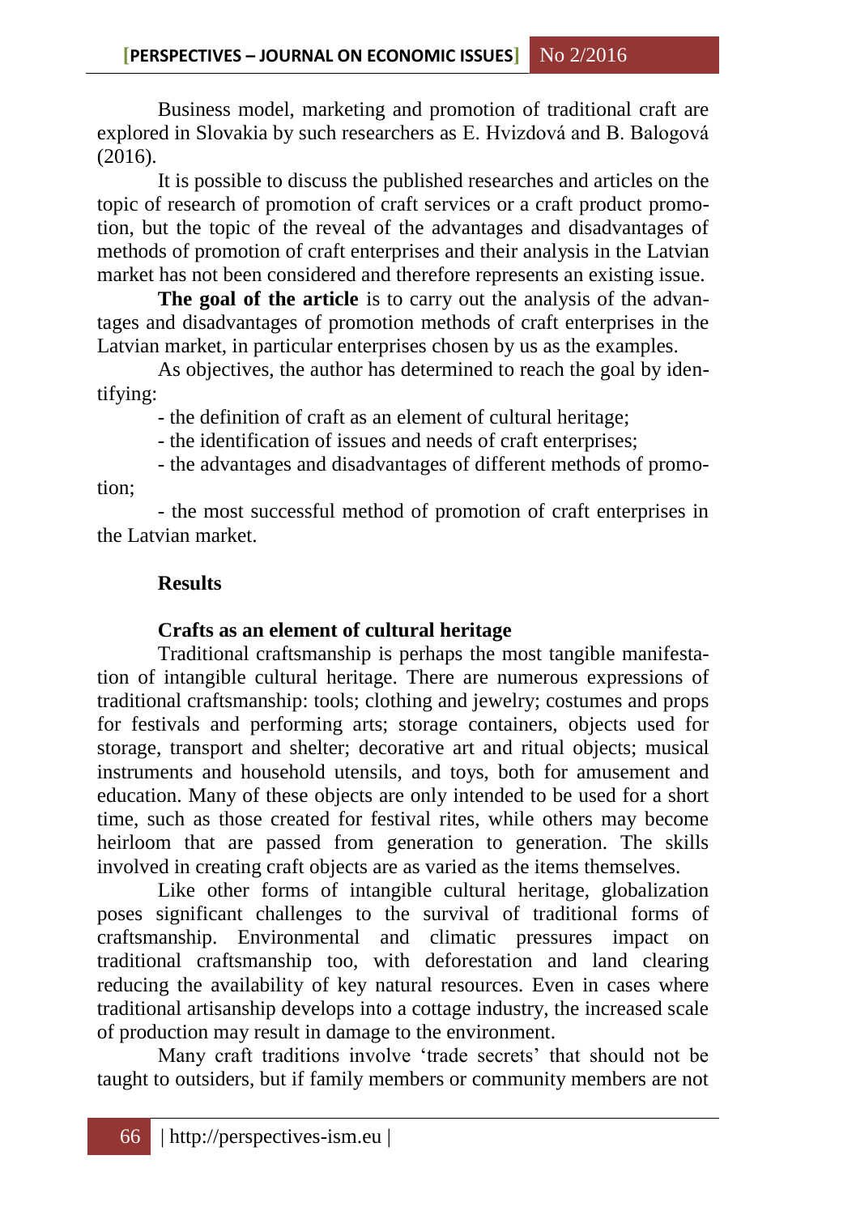Business model, marketing and promotion of traditional craft are explored in Slovakia by such researchers as E. Hvizdová and B. Balogová (2016).

It is possible to discuss the published researches and articles on the topic of research of promotion of craft services or a craft product promotion, but the topic of the reveal of the advantages and disadvantages of methods of promotion of craft enterprises and their analysis in the Latvian market has not been considered and therefore represents an existing issue.

**The goal of the article** is to carry out the analysis of the advantages and disadvantages of promotion methods of craft enterprises in the Latvian market, in particular enterprises chosen by us as the examples.

As objectives, the author has determined to reach the goal by identifying:

- the definition of craft as an element of cultural heritage;
- the identification of issues and needs of craft enterprises;
- the advantages and disadvantages of different methods of promotion;
- the most successful method of promotion of craft enterprises in the Latvian market.

## Results

### Crafts as an element of cultural heritage

Traditional craftsmanship is perhaps the most tangible manifestation of intangible cultural heritage. There are numerous expressions of traditional craftsmanship: tools; clothing and jewelry; costumes and props for festivals and performing arts; storage containers, objects used for storage, transport and shelter; decorative art and ritual objects; musical instruments and household utensils, and toys, both for amusement and education. Many of these objects are only intended to be used for a short time, such as those created for festival rites, while others may become heirloom that are passed from generation to generation. The skills involved in creating craft objects are as varied as the items themselves.

Like other forms of intangible cultural heritage, globalization poses significant challenges to the survival of traditional forms of craftsmanship. Environmental and climatic pressures impact on traditional craftsmanship too, with deforestation and land clearing reducing the availability of key natural resources. Even in cases where traditional artisanship develops into a cottage industry, the increased scale of production may result in damage to the environment.

Many craft traditions involve 'trade secrets' that should not be taught to outsiders, but if family members or community members are not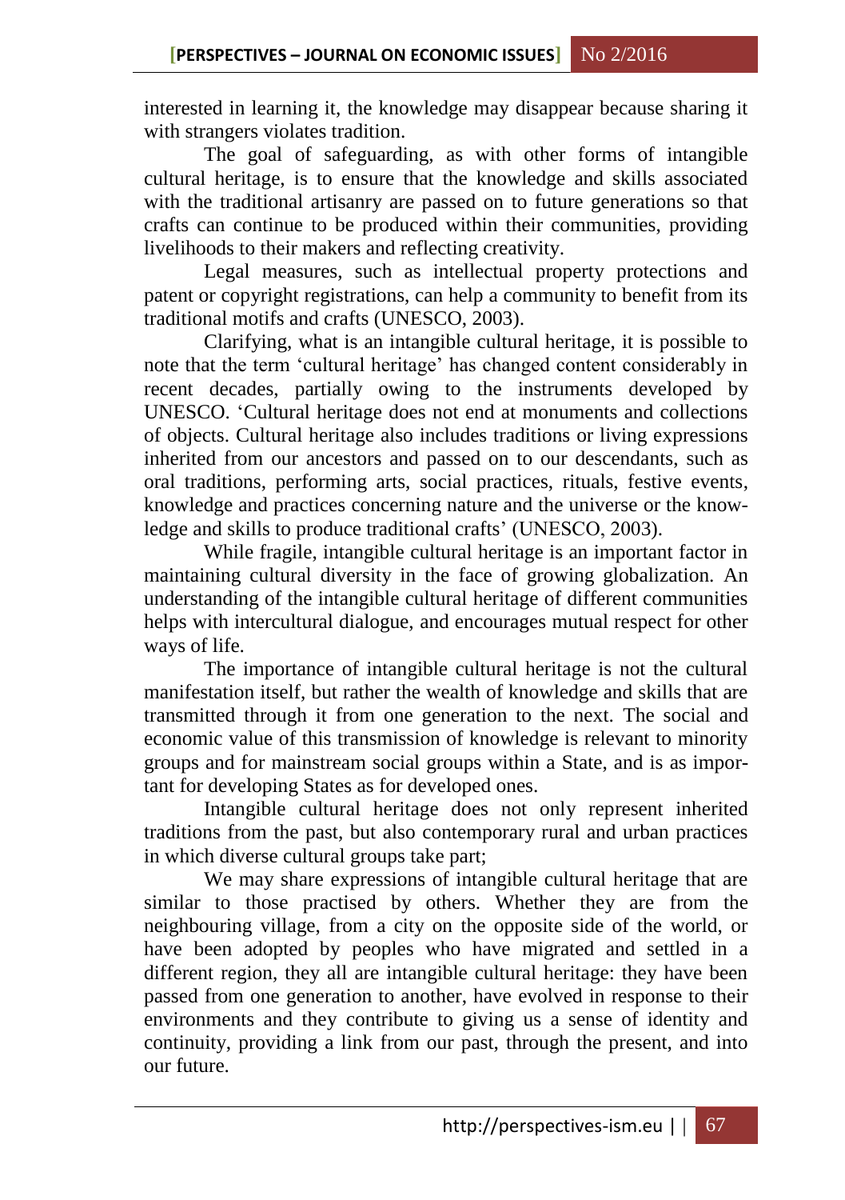interested in learning it, the knowledge may disappear because sharing it with strangers violates tradition.

The goal of safeguarding, as with other forms of intangible cultural heritage, is to ensure that the knowledge and skills associated with the traditional artisanry are passed on to future generations so that crafts can continue to be produced within their communities, providing livelihoods to their makers and reflecting creativity.

Legal measures, such as intellectual property protections and patent or copyright registrations, can help a community to benefit from its traditional motifs and crafts (UNESCO, 2003).

Clarifying, what is an intangible cultural heritage, it is possible to note that the term 'cultural heritage' has changed content considerably in recent decades, partially owing to the instruments developed by UNESCO. 'Cultural heritage does not end at monuments and collections of objects. Cultural heritage also includes traditions or living expressions inherited from our ancestors and passed on to our descendants, such as oral traditions, performing arts, social practices, rituals, festive events, knowledge and practices concerning nature and the universe or the knowledge and skills to produce traditional crafts' (UNESCO, 2003).

While fragile, intangible cultural heritage is an important factor in maintaining cultural diversity in the face of growing globalization. An understanding of the intangible cultural heritage of different communities helps with intercultural dialogue, and encourages mutual respect for other ways of life.

The importance of intangible cultural heritage is not the cultural manifestation itself, but rather the wealth of knowledge and skills that are transmitted through it from one generation to the next. The social and economic value of this transmission of knowledge is relevant to minority groups and for mainstream social groups within a State, and is as important for developing States as for developed ones.

Intangible cultural heritage does not only represent inherited traditions from the past, but also contemporary rural and urban practices in which diverse cultural groups take part;

We may share expressions of intangible cultural heritage that are similar to those practised by others. Whether they are from the neighbouring village, from a city on the opposite side of the world, or have been adopted by peoples who have migrated and settled in a different region, they all are intangible cultural heritage: they have been passed from one generation to another, have evolved in response to their environments and they contribute to giving us a sense of identity and continuity, providing a link from our past, through the present, and into our future.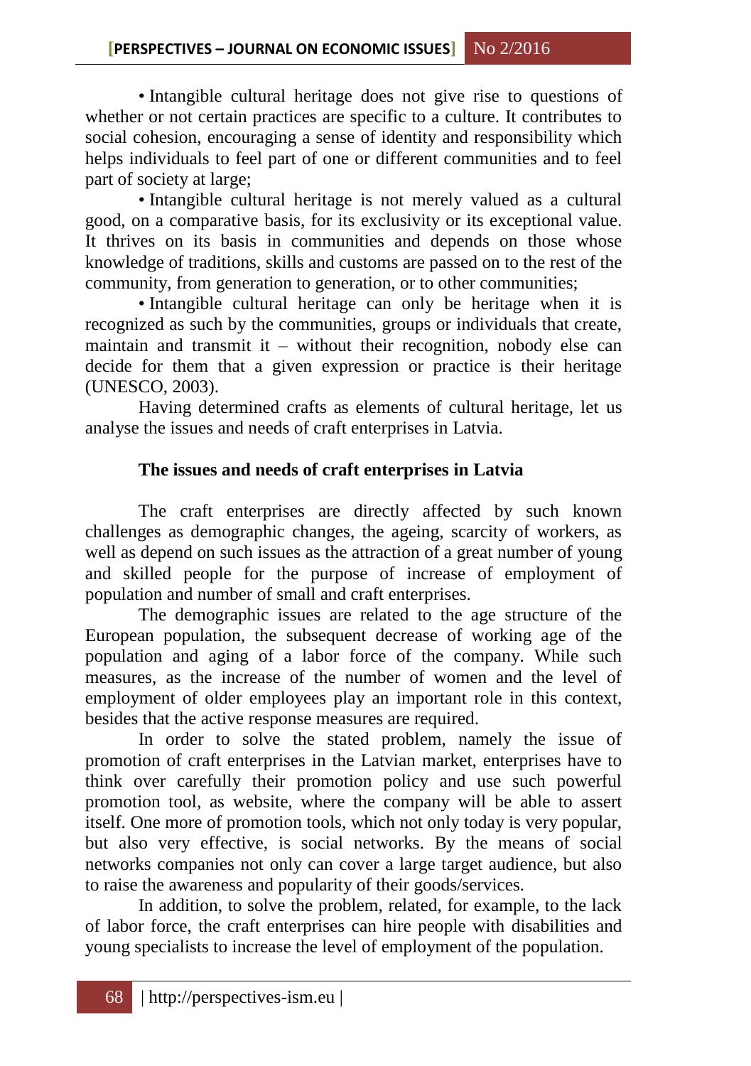• Intangible cultural heritage does not give rise to questions of whether or not certain practices are specific to a culture. It contributes to social cohesion, encouraging a sense of identity and responsibility which helps individuals to feel part of one or different communities and to feel part of society at large;

• Intangible cultural heritage is not merely valued as a cultural good, on a comparative basis, for its exclusivity or its exceptional value. It thrives on its basis in communities and depends on those whose knowledge of traditions, skills and customs are passed on to the rest of the community, from generation to generation, or to other communities;

• Intangible cultural heritage can only be heritage when it is recognized as such by the communities, groups or individuals that create, maintain and transmit it – without their recognition, nobody else can decide for them that a given expression or practice is their heritage (UNESCO, 2003).

Having determined crafts as elements of cultural heritage, let us analyse the issues and needs of craft enterprises in Latvia.

## The issues and needs of craft enterprises in Latvia

The craft enterprises are directly affected by such known challenges as demographic changes, the ageing, scarcity of workers, as well as depend on such issues as the attraction of a great number of young and skilled people for the purpose of increase of employment of population and number of small and craft enterprises.

The demographic issues are related to the age structure of the European population, the subsequent decrease of working age of the population and aging of a labor force of the company. While such measures, as the increase of the number of women and the level of employment of older employees play an important role in this context, besides that the active response measures are required.

In order to solve the stated problem, namely the issue of promotion of craft enterprises in the Latvian market, enterprises have to think over carefully their promotion policy and use such powerful promotion tool, as website, where the company will be able to assert itself. One more of promotion tools, which not only today is very popular, but also very effective, is social networks. By the means of social networks companies not only can cover a large target audience, but also to raise the awareness and popularity of their goods/services.

In addition, to solve the problem, related, for example, to the lack of labor force, the craft enterprises can hire people with disabilities and young specialists to increase the level of employment of the population.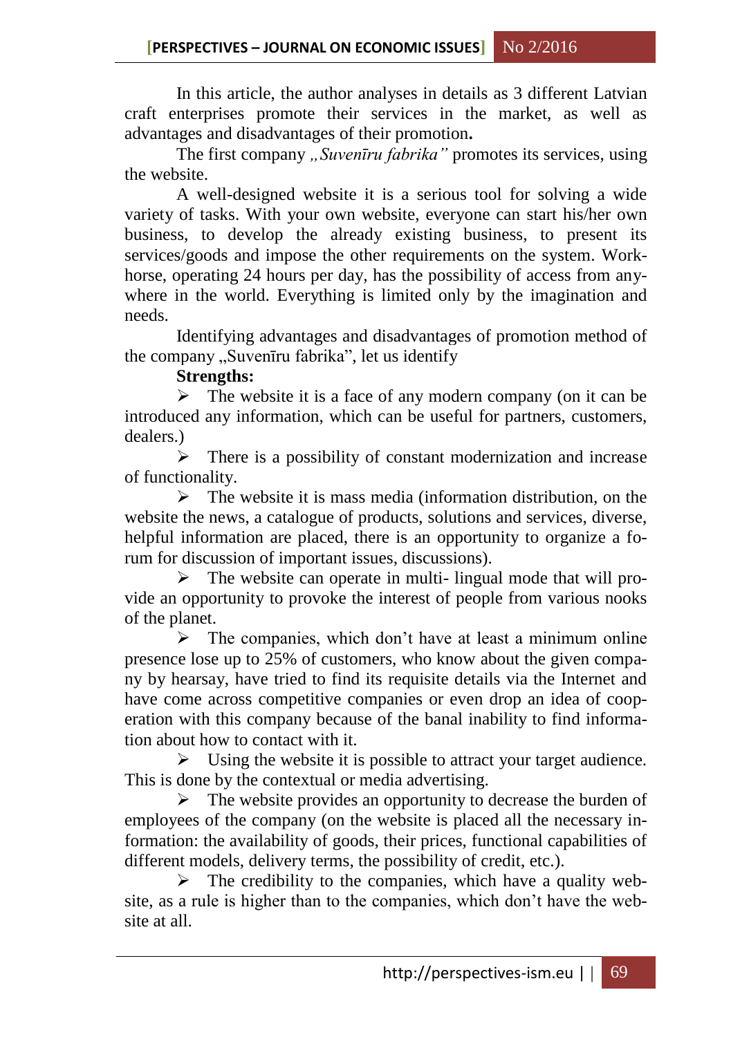In this article, the author analyses in details as 3 different Latvian craft enterprises promote their services in the market, as well as advantages and disadvantages of their promotion**.**

The first company *„Suvenīru fabrika"* promotes its services, using the website.

A well-designed website it is a serious tool for solving a wide variety of tasks. With your own website, everyone can start his/her own business, to develop the already existing business, to present its services/goods and impose the other requirements on the system. Work-horse, operating 24 hours per day, has the possibility of access from anywhere in the world. Everything is limited only by the imagination and needs.

Identifying advantages and disadvantages of promotion method of the company „Suvenīru fabrika", let us identify

**Strengths:**

- The website it is a face of any modern company (on it can be introduced any information, which can be useful for partners, customers, dealers.)
- There is a possibility of constant modernization and increase of functionality.
- The website it is mass media (information distribution, on the website the news, a catalogue of products, solutions and services, diverse, helpful information are placed, there is an opportunity to organize a forum for discussion of important issues, discussions).
- The website can operate in multi- lingual mode that will provide an opportunity to provoke the interest of people from various nooks of the planet.
- The companies, which don't have at least a minimum online presence lose up to 25% of customers, who know about the given company by hearsay, have tried to find its requisite details via the Internet and have come across competitive companies or even drop an idea of cooperation with this company because of the banal inability to find information about how to contact with it.
- Using the website it is possible to attract your target audience. This is done by the contextual or media advertising.
- The website provides an opportunity to decrease the burden of employees of the company (on the website is placed all the necessary information: the availability of goods, their prices, functional capabilities of different models, delivery terms, the possibility of credit, etc.).
- The credibility to the companies, which have a quality website, as a rule is higher than to the companies, which don't have the website at all.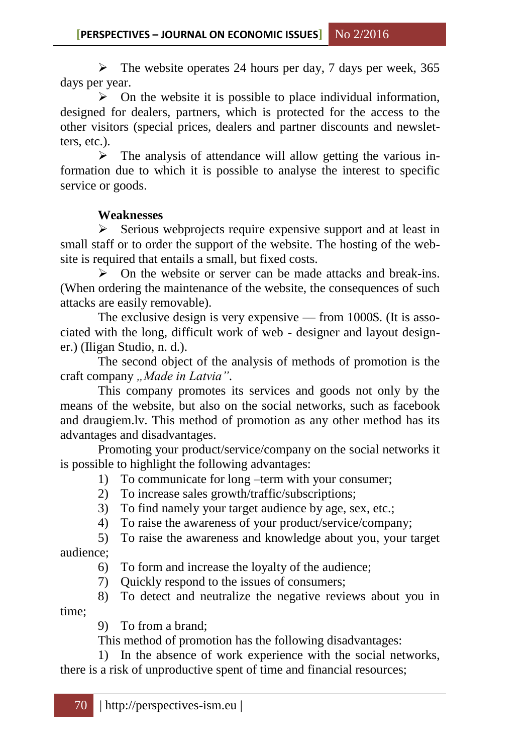- The website operates 24 hours per day, 7 days per week, 365 days per year.
- On the website it is possible to place individual information, designed for dealers, partners, which is protected for the access to the other visitors (special prices, dealers and partner discounts and newsletters, etc.).
- The analysis of attendance will allow getting the various information due to which it is possible to analyse the interest to specific service or goods.

**Weaknesses**

- Serious webprojects require expensive support and at least in small staff or to order the support of the website. The hosting of the website is required that entails a small, but fixed costs.
- On the website or server can be made attacks and break-ins. (When ordering the maintenance of the website, the consequences of such attacks are easily removable).

The exclusive design is very expensive — from 1000$. (It is associated with the long, difficult work of web - designer and layout designer.) (Iligan Studio, n. d.).

The second object of the analysis of methods of promotion is the craft company *„Made in Latvia"*.

This company promotes its services and goods not only by the means of the website, but also on the social networks, such as facebook and draugiem.lv. This method of promotion as any other method has its advantages and disadvantages.

Promoting your product/service/company on the social networks it is possible to highlight the following advantages:

1) To communicate for long –term with your consumer;
2) To increase sales growth/traffic/subscriptions;
3) To find namely your target audience by age, sex, etc.;
4) To raise the awareness of your product/service/company;
5) To raise the awareness and knowledge about you, your target audience;
6) To form and increase the loyalty of the audience;
7) Quickly respond to the issues of consumers;
8) To detect and neutralize the negative reviews about you in time;
9) To from a brand;

This method of promotion has the following disadvantages:

1) In the absence of work experience with the social networks, there is a risk of unproductive spent of time and financial resources;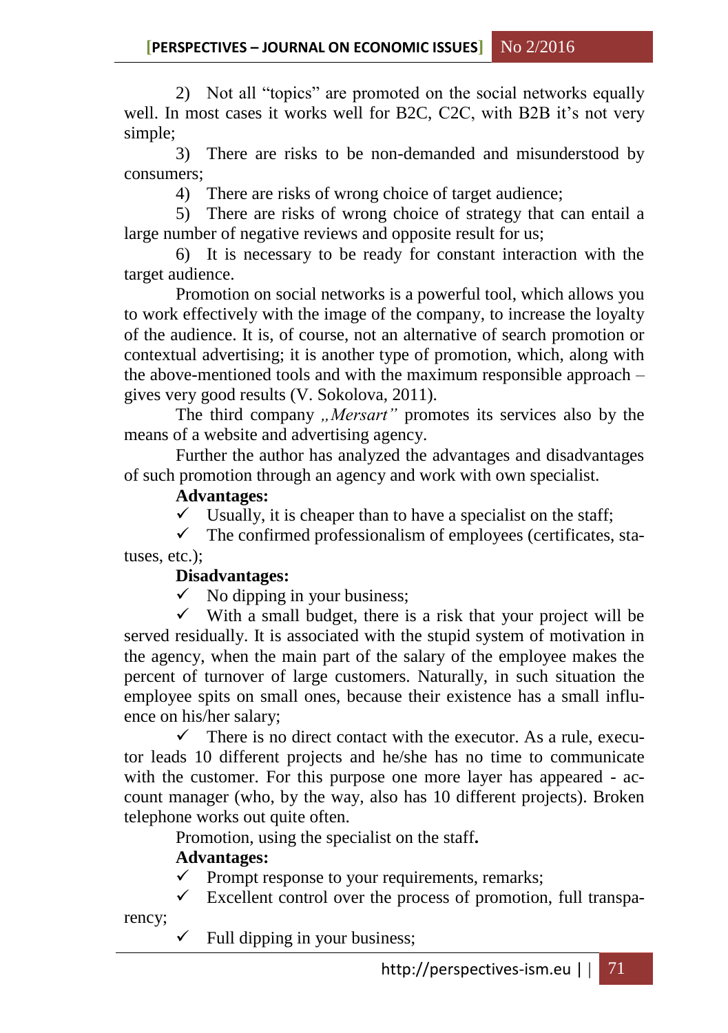2) Not all "topics" are promoted on the social networks equally well. In most cases it works well for B2C, C2C, with B2B it's not very simple;

3) There are risks to be non-demanded and misunderstood by consumers;

4) There are risks of wrong choice of target audience;

5) There are risks of wrong choice of strategy that can entail a large number of negative reviews and opposite result for us;

6) It is necessary to be ready for constant interaction with the target audience.

Promotion on social networks is a powerful tool, which allows you to work effectively with the image of the company, to increase the loyalty of the audience. It is, of course, not an alternative of search promotion or contextual advertising; it is another type of promotion, which, along with the above-mentioned tools and with the maximum responsible approach – gives very good results (V. Sokolova, 2011).

The third company *„Mersart"* promotes its services also by the means of a website and advertising agency.

Further the author has analyzed the advantages and disadvantages of such promotion through an agency and work with own specialist.

**Advantages:**

- ✓ Usually, it is cheaper than to have a specialist on the staff;
- ✓ The confirmed professionalism of employees (certificates, statuses, etc.);

**Disadvantages:**

- ✓ No dipping in your business;
- ✓ With a small budget, there is a risk that your project will be served residually. It is associated with the stupid system of motivation in the agency, when the main part of the salary of the employee makes the percent of turnover of large customers. Naturally, in such situation the employee spits on small ones, because their existence has a small influence on his/her salary;
- ✓ There is no direct contact with the executor. As a rule, executor leads 10 different projects and he/she has no time to communicate with the customer. For this purpose one more layer has appeared - account manager (who, by the way, also has 10 different projects). Broken telephone works out quite often.

Promotion, using the specialist on the staff**.**

**Advantages:**

- ✓ Prompt response to your requirements, remarks;
- ✓ Excellent control over the process of promotion, full transparency;
- ✓ Full dipping in your business;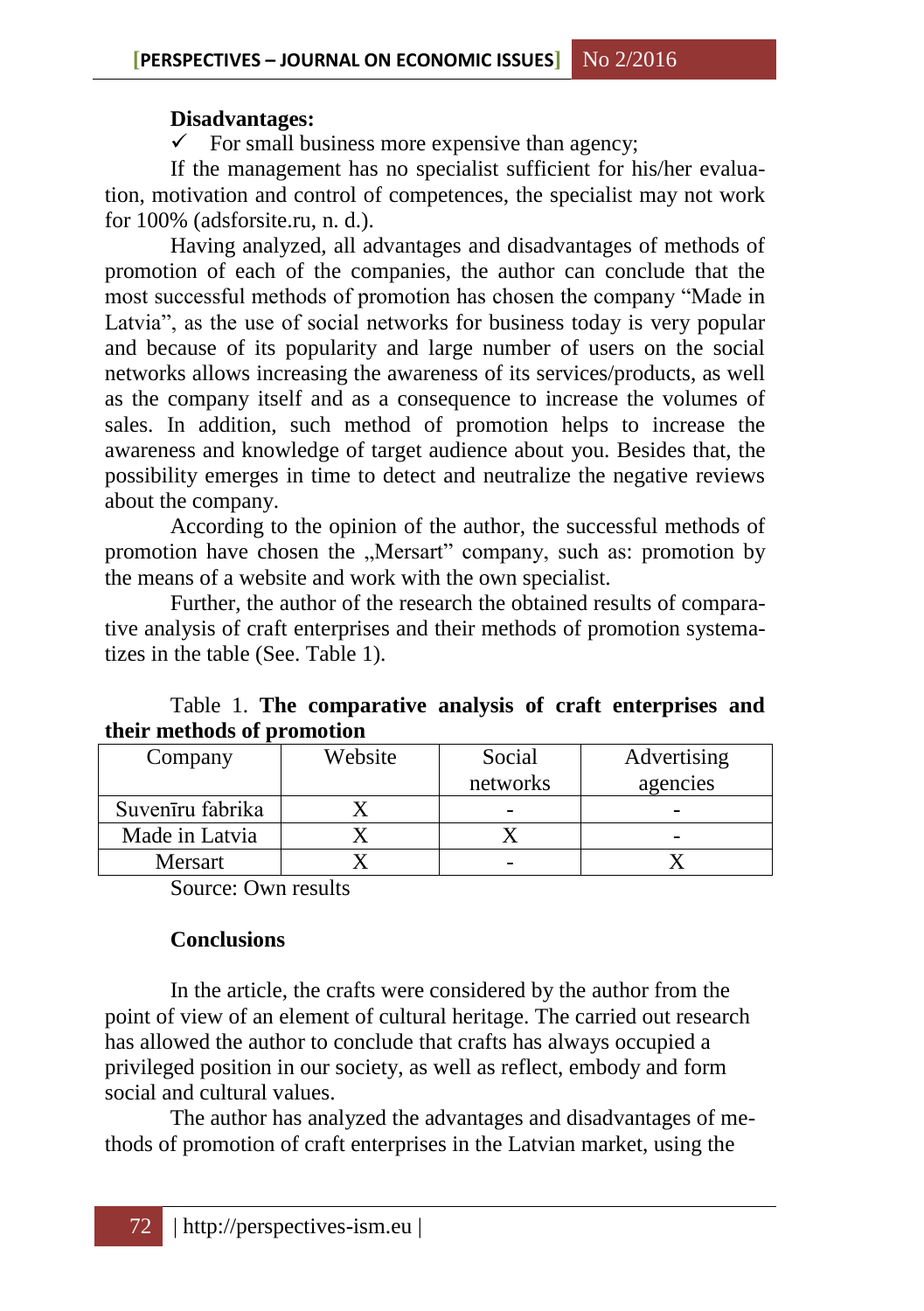**Disadvantages:**

✓ For small business more expensive than agency;

If the management has no specialist sufficient for his/her evaluation, motivation and control of competences, the specialist may not work for 100% (adsforsite.ru, n. d.).

Having analyzed, all advantages and disadvantages of methods of promotion of each of the companies, the author can conclude that the most successful methods of promotion has chosen the company "Made in Latvia", as the use of social networks for business today is very popular and because of its popularity and large number of users on the social networks allows increasing the awareness of its services/products, as well as the company itself and as a consequence to increase the volumes of sales. In addition, such method of promotion helps to increase the awareness and knowledge of target audience about you. Besides that, the possibility emerges in time to detect and neutralize the negative reviews about the company.

According to the opinion of the author, the successful methods of promotion have chosen the „Mersart" company, such as: promotion by the means of a website and work with the own specialist.

Further, the author of the research the obtained results of comparative analysis of craft enterprises and their methods of promotion systematizes in the table (See. Table 1).

Table 1. **The comparative analysis of craft enterprises and their methods of promotion**

| Company | Website | Social networks | Advertising agencies |
|---|---|---|---|
| Suvenīru fabrika | X | - | - |
| Made in Latvia | X | X | - |
| Mersart | X | - | X |

Source: Own results

**Conclusions**

In the article, the crafts were considered by the author from the point of view of an element of cultural heritage. The carried out research has allowed the author to conclude that crafts has always occupied a privileged position in our society, as well as reflect, embody and form social and cultural values.

The author has analyzed the advantages and disadvantages of methods of promotion of craft enterprises in the Latvian market, using the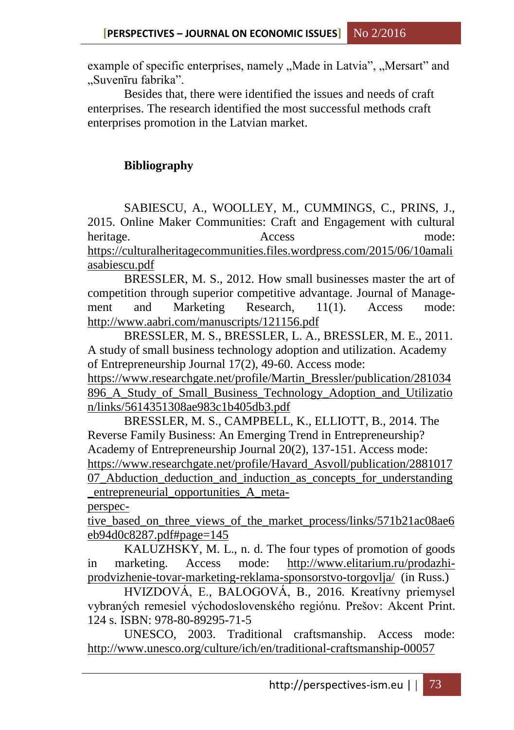example of specific enterprises, namely „Made in Latvia", „Mersart" and „Suvenīru fabrika".

Besides that, there were identified the issues and needs of craft enterprises. The research identified the most successful methods craft enterprises promotion in the Latvian market.

**Bibliography**

SABIESCU, A., WOOLLEY, M., CUMMINGS, C., PRINS, J., 2015. Online Maker Communities: Craft and Engagement with cultural heritage. Access mode: https://culturalheritagecommunities.files.wordpress.com/2015/06/10amaliasabiescu.pdf

BRESSLER, M. S., 2012. How small businesses master the art of competition through superior competitive advantage. Journal of Management and Marketing Research, 11(1). Access mode: http://www.aabri.com/manuscripts/121156.pdf

BRESSLER, M. S., BRESSLER, L. A., BRESSLER, M. E., 2011. A study of small business technology adoption and utilization. Academy of Entrepreneurship Journal 17(2), 49-60. Access mode: https://www.researchgate.net/profile/Martin_Bressler/publication/281034896_A_Study_of_Small_Business_Technology_Adoption_and_Utilization/links/5614351308ae983c1b405db3.pdf

BRESSLER, M. S., CAMPBELL, K., ELLIOTT, B., 2014. The Reverse Family Business: An Emerging Trend in Entrepreneurship? Academy of Entrepreneurship Journal 20(2), 137-151. Access mode: https://www.researchgate.net/profile/Havard_Asvoll/publication/288101707_Abduction_deduction_and_induction_as_concepts_for_understanding_entrepreneurial_opportunities_A_meta-perspective_based_on_three_views_of_the_market_process/links/571b21ac08ae6eb94d0c8287.pdf#page=145

KALUZHSKY, M. L., n. d. The four types of promotion of goods in marketing. Access mode: http://www.elitarium.ru/prodazhi-prodvizhenie-tovar-marketing-reklama-sponsorstvo-torgovlja/ (in Russ.)

HVIZDOVÁ, E., BALOGOVÁ, B., 2016. Kreatívny priemysel vybraných remesiel východoslovenského regiónu. Prešov: Akcent Print. 124 s. ISBN: 978-80-89295-71-5

UNESCO, 2003. Traditional craftsmanship. Access mode: http://www.unesco.org/culture/ich/en/traditional-craftsmanship-00057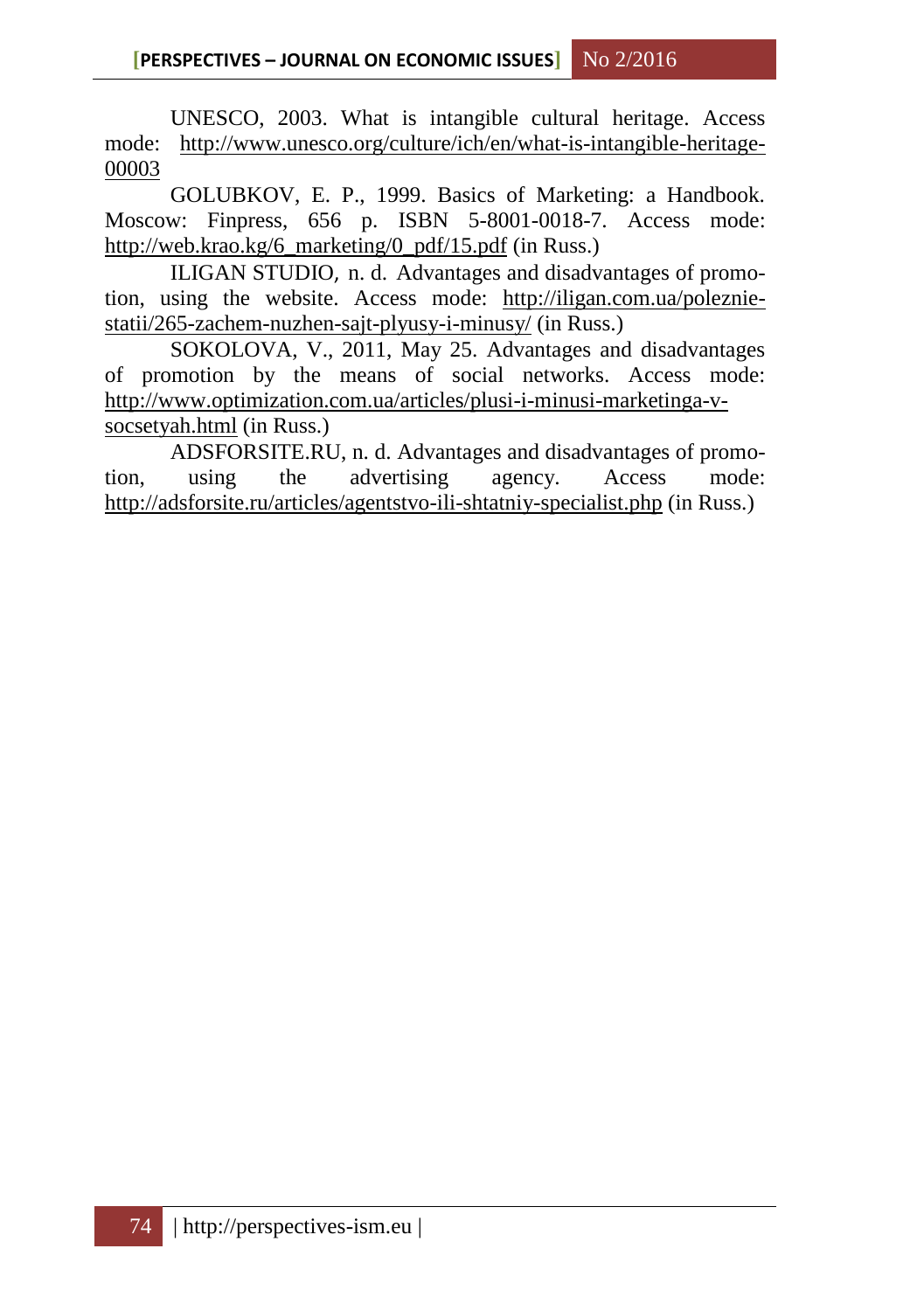UNESCO, 2003. What is intangible cultural heritage. Access mode: http://www.unesco.org/culture/ich/en/what-is-intangible-heritage-00003

GOLUBKOV, E. P., 1999. Basics of Marketing: a Handbook. Moscow: Finpress, 656 p. ISBN 5-8001-0018-7. Access mode: http://web.krao.kg/6_marketing/0_pdf/15.pdf (in Russ.)

ILIGAN STUDIO, n. d. Advantages and disadvantages of promotion, using the website. Access mode: http://iligan.com.ua/poleznie-statii/265-zachem-nuzhen-sajt-plyusy-i-minusy/ (in Russ.)

SOKOLOVA, V., 2011, May 25. Advantages and disadvantages of promotion by the means of social networks. Access mode: http://www.optimization.com.ua/articles/plusi-i-minusi-marketinga-v-socsetyah.html (in Russ.)

ADSFORSITE.RU, n. d. Advantages and disadvantages of promotion, using the advertising agency. Access mode: http://adsforsite.ru/articles/agentstvo-ili-shtatniy-specialist.php (in Russ.)